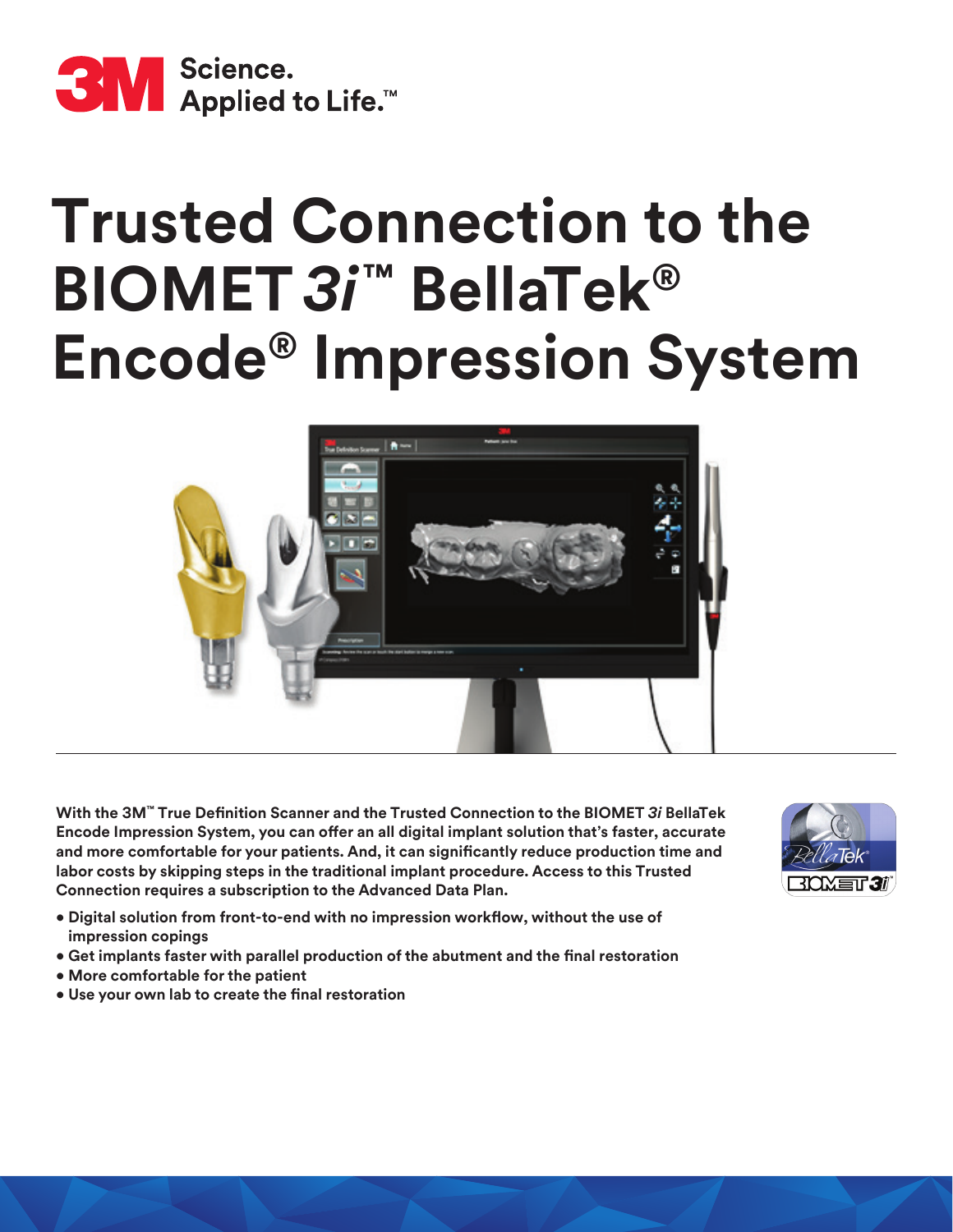3M Science. Applied to Life.™

# Trusted Connection to the BIOMET *3i*™ BellaTek® Encode® Impression System

**With the 3M™ True Definition Scanner and the Trusted Connection to the BIOMET *3i* BellaTek Encode Impression System, you can offer an all digital implant solution that's faster, accurate and more comfortable for your patients. And, it can significantly reduce production time and labor costs by skipping steps in the traditional implant procedure. Access to this Trusted Connection requires a subscription to the Advanced Data Plan.**

- **Digital solution from front-to-end with no impression workflow, without the use of impression copings**
- **Get implants faster with parallel production of the abutment and the final restoration**
- **More comfortable for the patient**
- **Use your own lab to create the final restoration**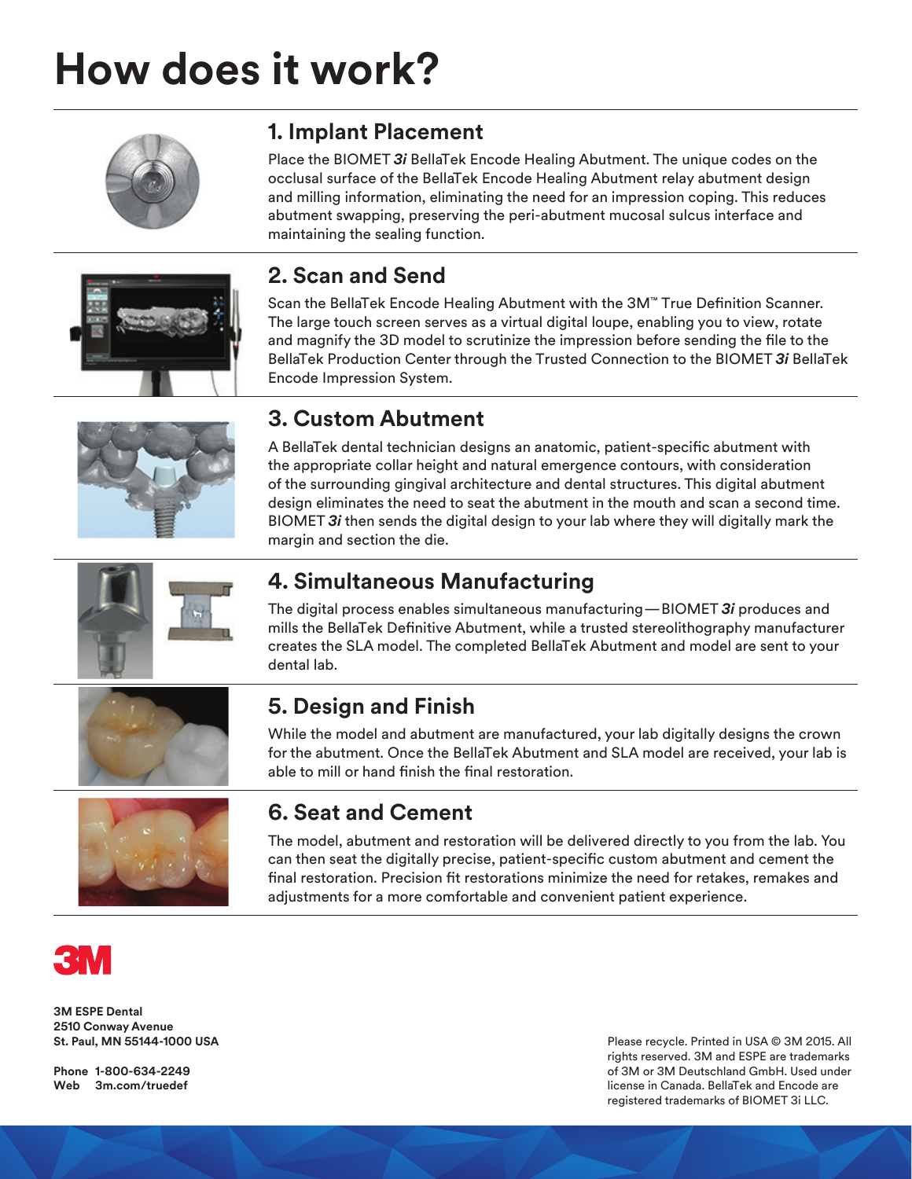# How does it work?

## 1. Implant Placement

Place the BIOMET ***3i*** BellaTek Encode Healing Abutment. The unique codes on the occlusal surface of the BellaTek Encode Healing Abutment relay abutment design and milling information, eliminating the need for an impression coping. This reduces abutment swapping, preserving the peri-abutment mucosal sulcus interface and maintaining the sealing function.

## 2. Scan and Send

Scan the BellaTek Encode Healing Abutment with the 3M™ True Definition Scanner. The large touch screen serves as a virtual digital loupe, enabling you to view, rotate and magnify the 3D model to scrutinize the impression before sending the file to the BellaTek Production Center through the Trusted Connection to the BIOMET ***3i*** BellaTek Encode Impression System.

## 3. Custom Abutment

A BellaTek dental technician designs an anatomic, patient-specific abutment with the appropriate collar height and natural emergence contours, with consideration of the surrounding gingival architecture and dental structures. This digital abutment design eliminates the need to seat the abutment in the mouth and scan a second time. BIOMET ***3i*** then sends the digital design to your lab where they will digitally mark the margin and section the die.

## 4. Simultaneous Manufacturing

The digital process enables simultaneous manufacturing — BIOMET ***3i*** produces and mills the BellaTek Definitive Abutment, while a trusted stereolithography manufacturer creates the SLA model. The completed BellaTek Abutment and model are sent to your dental lab.

## 5. Design and Finish

While the model and abutment are manufactured, your lab digitally designs the crown for the abutment. Once the BellaTek Abutment and SLA model are received, your lab is able to mill or hand finish the final restoration.

## 6. Seat and Cement

The model, abutment and restoration will be delivered directly to you from the lab. You can then seat the digitally precise, patient-specific custom abutment and cement the final restoration. Precision fit restorations minimize the need for retakes, remakes and adjustments for a more comfortable and convenient patient experience.

**3M ESPE Dental**
**2510 Conway Avenue**
**St. Paul, MN 55144-1000 USA**

**Phone 1-800-634-2249**
**Web 3m.com/truedef**

Please recycle. Printed in USA © 3M 2015. All rights reserved. 3M and ESPE are trademarks of 3M or 3M Deutschland GmbH. Used under license in Canada. BellaTek and Encode are registered trademarks of BIOMET 3i LLC.